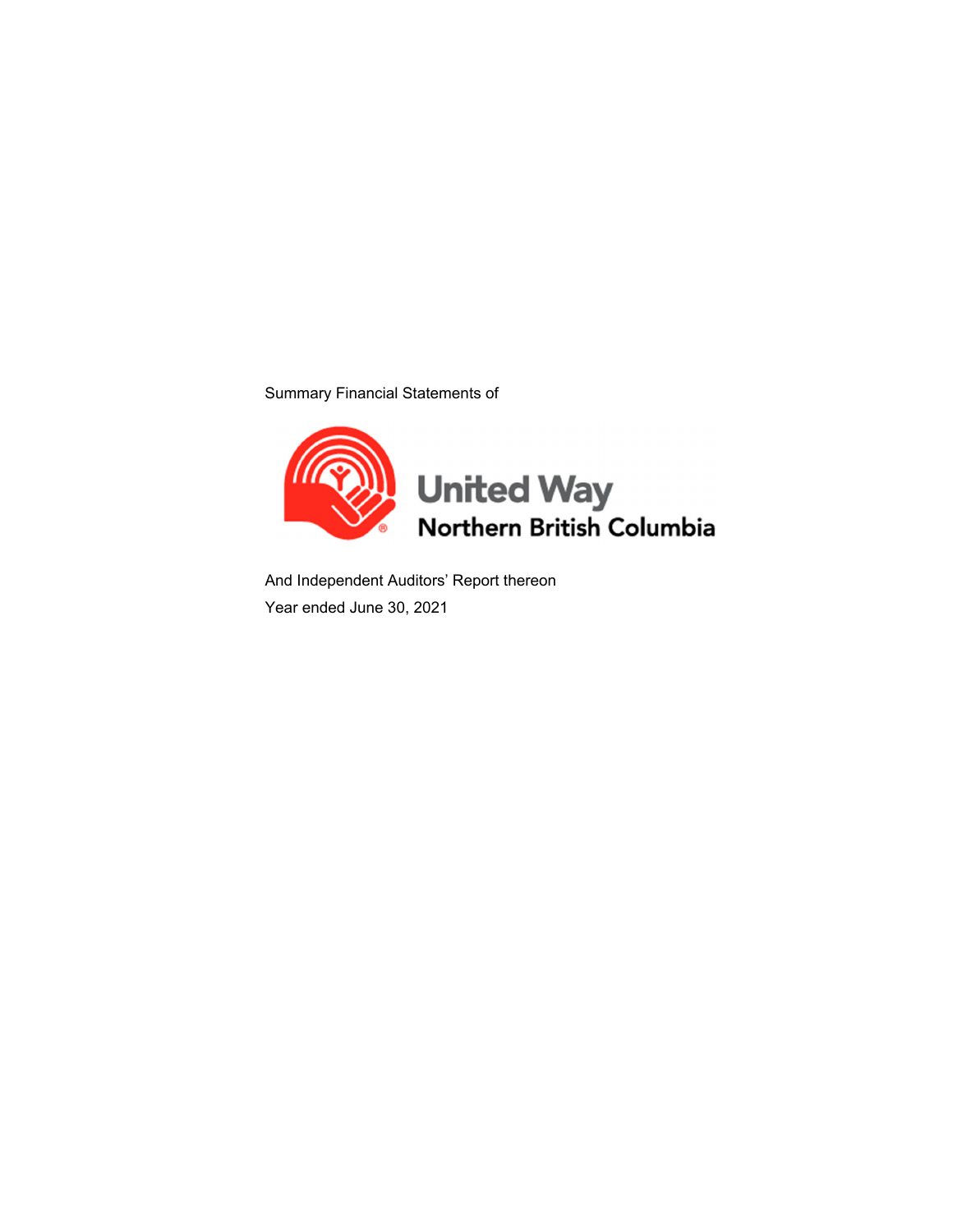Summary Financial Statements of

# United Way
## Northern British Columbia

And Independent Auditors' Report thereon

Year ended June 30, 2021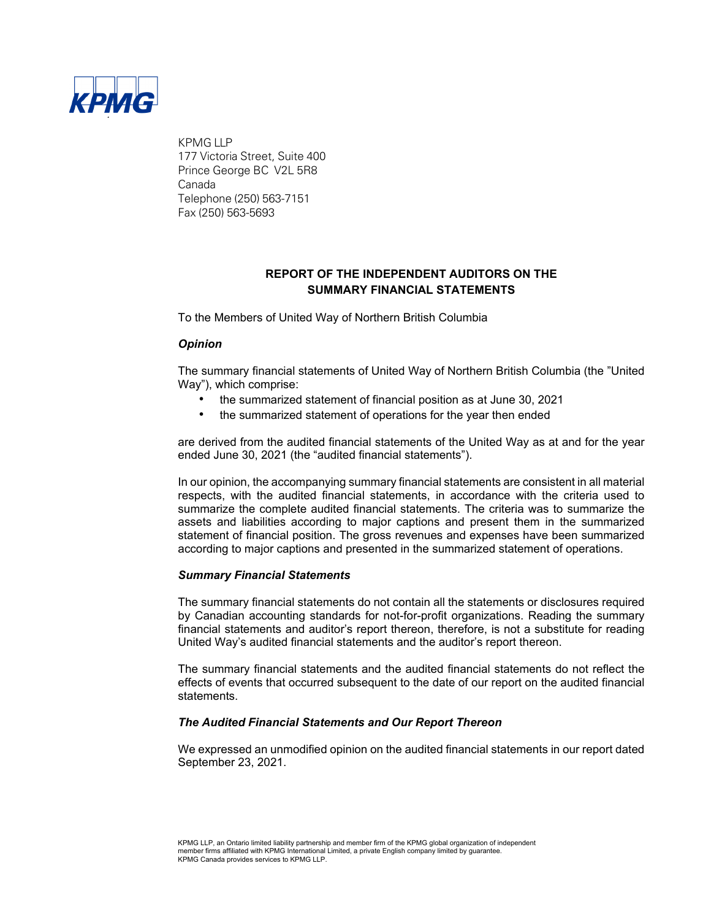KPMG LLP
177 Victoria Street, Suite 400
Prince George BC V2L 5R8
Canada
Telephone (250) 563-7151
Fax (250) 563-5693

## REPORT OF THE INDEPENDENT AUDITORS ON THE SUMMARY FINANCIAL STATEMENTS

To the Members of United Way of Northern British Columbia

### *Opinion*

The summary financial statements of United Way of Northern British Columbia (the "United Way"), which comprise:

- the summarized statement of financial position as at June 30, 2021
- the summarized statement of operations for the year then ended

are derived from the audited financial statements of the United Way as at and for the year ended June 30, 2021 (the "audited financial statements").

In our opinion, the accompanying summary financial statements are consistent in all material respects, with the audited financial statements, in accordance with the criteria used to summarize the complete audited financial statements. The criteria was to summarize the assets and liabilities according to major captions and present them in the summarized statement of financial position. The gross revenues and expenses have been summarized according to major captions and presented in the summarized statement of operations.

### *Summary Financial Statements*

The summary financial statements do not contain all the statements or disclosures required by Canadian accounting standards for not-for-profit organizations. Reading the summary financial statements and auditor's report thereon, therefore, is not a substitute for reading United Way's audited financial statements and the auditor's report thereon.

The summary financial statements and the audited financial statements do not reflect the effects of events that occurred subsequent to the date of our report on the audited financial statements.

### *The Audited Financial Statements and Our Report Thereon*

We expressed an unmodified opinion on the audited financial statements in our report dated September 23, 2021.

KPMG LLP, an Ontario limited liability partnership and member firm of the KPMG global organization of independent member firms affiliated with KPMG International Limited, a private English company limited by guarantee.
KPMG Canada provides services to KPMG LLP.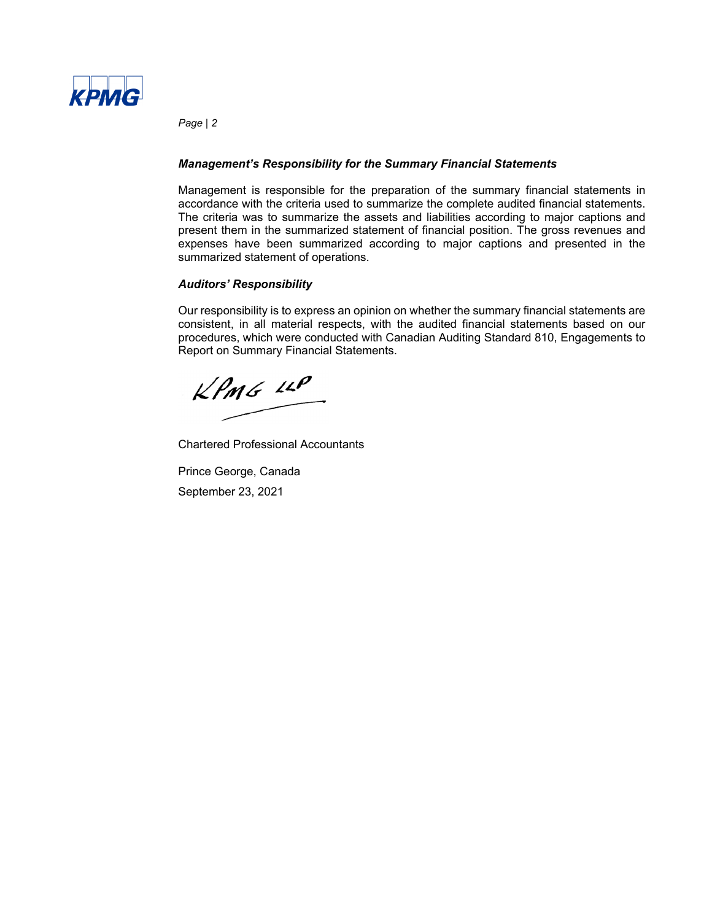***Management's Responsibility for the Summary Financial Statements***

Management is responsible for the preparation of the summary financial statements in accordance with the criteria used to summarize the complete audited financial statements. The criteria was to summarize the assets and liabilities according to major captions and present them in the summarized statement of financial position. The gross revenues and expenses have been summarized according to major captions and presented in the summarized statement of operations.

***Auditors' Responsibility***

Our responsibility is to express an opinion on whether the summary financial statements are consistent, in all material respects, with the audited financial statements based on our procedures, which were conducted with Canadian Auditing Standard 810, Engagements to Report on Summary Financial Statements.

KPMG LLP

Chartered Professional Accountants

Prince George, Canada

September 23, 2021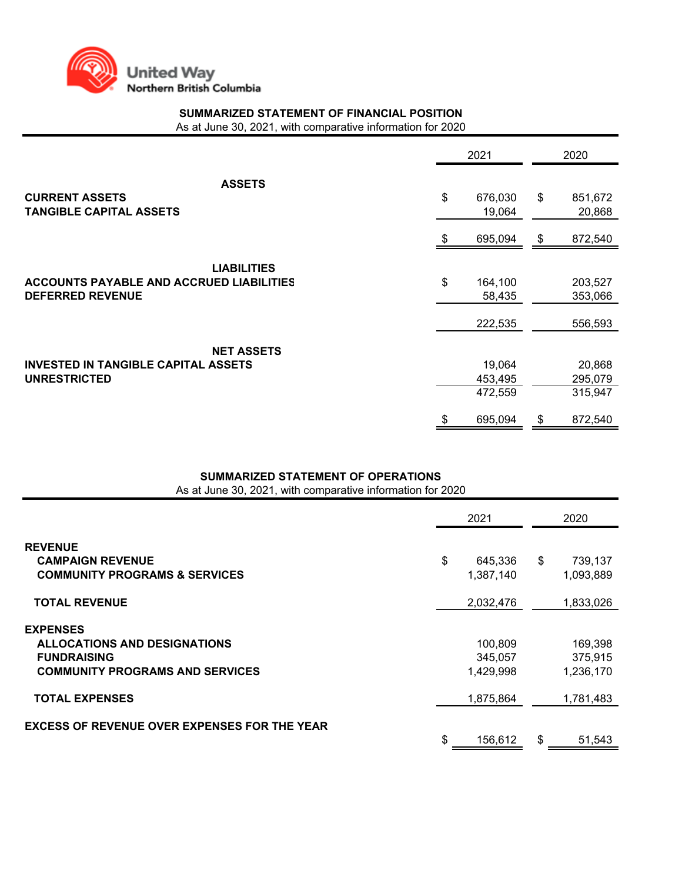United Way
Northern British Columbia

## SUMMARIZED STATEMENT OF FINANCIAL POSITION

As at June 30, 2021, with comparative information for 2020

| | 2021 | 2020 |
|---|---|---|
| **ASSETS** | | |
| **CURRENT ASSETS** | $ 676,030 | $ 851,672 |
| **TANGIBLE CAPITAL ASSETS** | 19,064 | 20,868 |
| | $ 695,094 | $ 872,540 |
| **LIABILITIES** | | |
| **ACCOUNTS PAYABLE AND ACCRUED LIABILITIES** | $ 164,100 | 203,527 |
| **DEFERRED REVENUE** | 58,435 | 353,066 |
| | 222,535 | 556,593 |
| **NET ASSETS** | | |
| **INVESTED IN TANGIBLE CAPITAL ASSETS** | 19,064 | 20,868 |
| **UNRESTRICTED** | 453,495 | 295,079 |
| | 472,559 | 315,947 |
| | $ 695,094 | $ 872,540 |

## SUMMARIZED STATEMENT OF OPERATIONS

As at June 30, 2021, with comparative information for 2020

| | 2021 | 2020 |
|---|---|---|
| **REVENUE** | | |
| **CAMPAIGN REVENUE** | $ 645,336 | $ 739,137 |
| **COMMUNITY PROGRAMS & SERVICES** | 1,387,140 | 1,093,889 |
| **TOTAL REVENUE** | 2,032,476 | 1,833,026 |
| **EXPENSES** | | |
| **ALLOCATIONS AND DESIGNATIONS** | 100,809 | 169,398 |
| **FUNDRAISING** | 345,057 | 375,915 |
| **COMMUNITY PROGRAMS AND SERVICES** | 1,429,998 | 1,236,170 |
| **TOTAL EXPENSES** | 1,875,864 | 1,781,483 |
| **EXCESS OF REVENUE OVER EXPENSES FOR THE YEAR** | $ 156,612 | $ 51,543 |